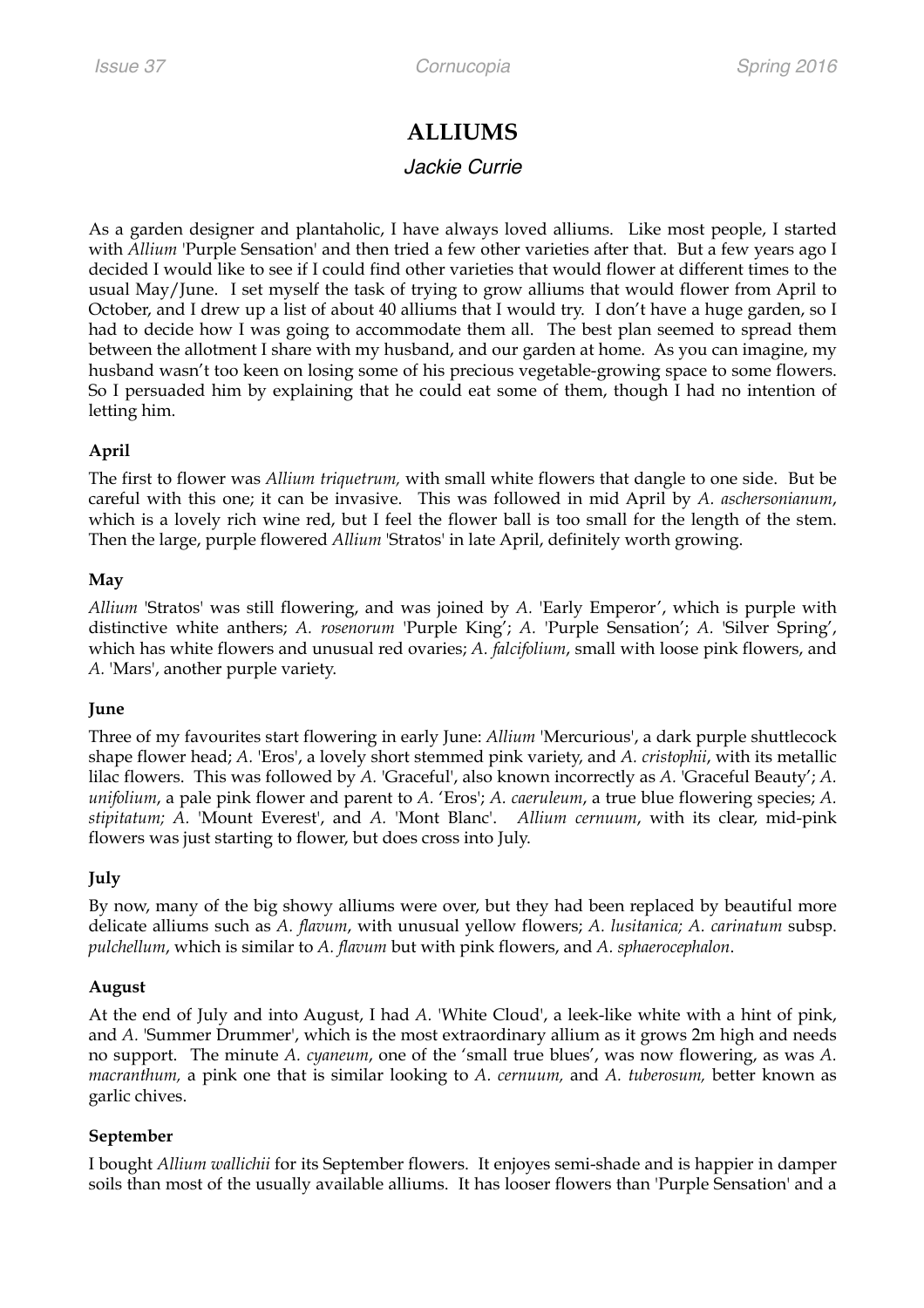# ALLIUMS

*Jackie Currie*

As a garden designer and plantaholic, I have always loved alliums. Like most people, I started with *Allium* 'Purple Sensation' and then tried a few other varieties after that. But a few years ago I decided I would like to see if I could find other varieties that would flower at different times to the usual May/June. I set myself the task of trying to grow alliums that would flower from April to October, and I drew up a list of about 40 alliums that I would try. I don't have a huge garden, so I had to decide how I was going to accommodate them all. The best plan seemed to spread them between the allotment I share with my husband, and our garden at home. As you can imagine, my husband wasn't too keen on losing some of his precious vegetable-growing space to some flowers. So I persuaded him by explaining that he could eat some of them, though I had no intention of letting him.

**April**

The first to flower was *Allium triquetrum,* with small white flowers that dangle to one side. But be careful with this one; it can be invasive. This was followed in mid April by *A. aschersonianum*, which is a lovely rich wine red, but I feel the flower ball is too small for the length of the stem. Then the large, purple flowered *Allium* 'Stratos' in late April, definitely worth growing.

**May**

*Allium* 'Stratos' was still flowering, and was joined by *A.* 'Early Emperor', which is purple with distinctive white anthers; *A. rosenorum* 'Purple King'; *A.* 'Purple Sensation'; *A.* 'Silver Spring', which has white flowers and unusual red ovaries; *A. falcifolium*, small with loose pink flowers, and *A.* 'Mars', another purple variety.

**June**

Three of my favourites start flowering in early June: *Allium* 'Mercurious', a dark purple shuttlecock shape flower head; *A.* 'Eros', a lovely short stemmed pink variety, and *A. cristophii*, with its metallic lilac flowers. This was followed by *A.* 'Graceful', also known incorrectly as *A.* 'Graceful Beauty'; *A. unifolium*, a pale pink flower and parent to *A.* 'Eros'; *A. caeruleum*, a true blue flowering species; *A. stipitatum; A.* 'Mount Everest', and *A.* 'Mont Blanc'. *Allium cernuum*, with its clear, mid-pink flowers was just starting to flower, but does cross into July.

**July**

By now, many of the big showy alliums were over, but they had been replaced by beautiful more delicate alliums such as *A. flavum*, with unusual yellow flowers; *A. lusitanica; A. carinatum* subsp. *pulchellum*, which is similar to *A. flavum* but with pink flowers, and *A. sphaerocephalon*.

**August**

At the end of July and into August, I had *A.* 'White Cloud', a leek-like white with a hint of pink, and *A.* 'Summer Drummer', which is the most extraordinary allium as it grows 2m high and needs no support. The minute *A. cyaneum*, one of the 'small true blues', was now flowering, as was *A. macranthum,* a pink one that is similar looking to *A. cernuum,* and *A. tuberosum,* better known as garlic chives.

**September**

I bought *Allium wallichii* for its September flowers. It enjoys semi-shade and is happier in damper soils than most of the usually available alliums. It has looser flowers than 'Purple Sensation' and a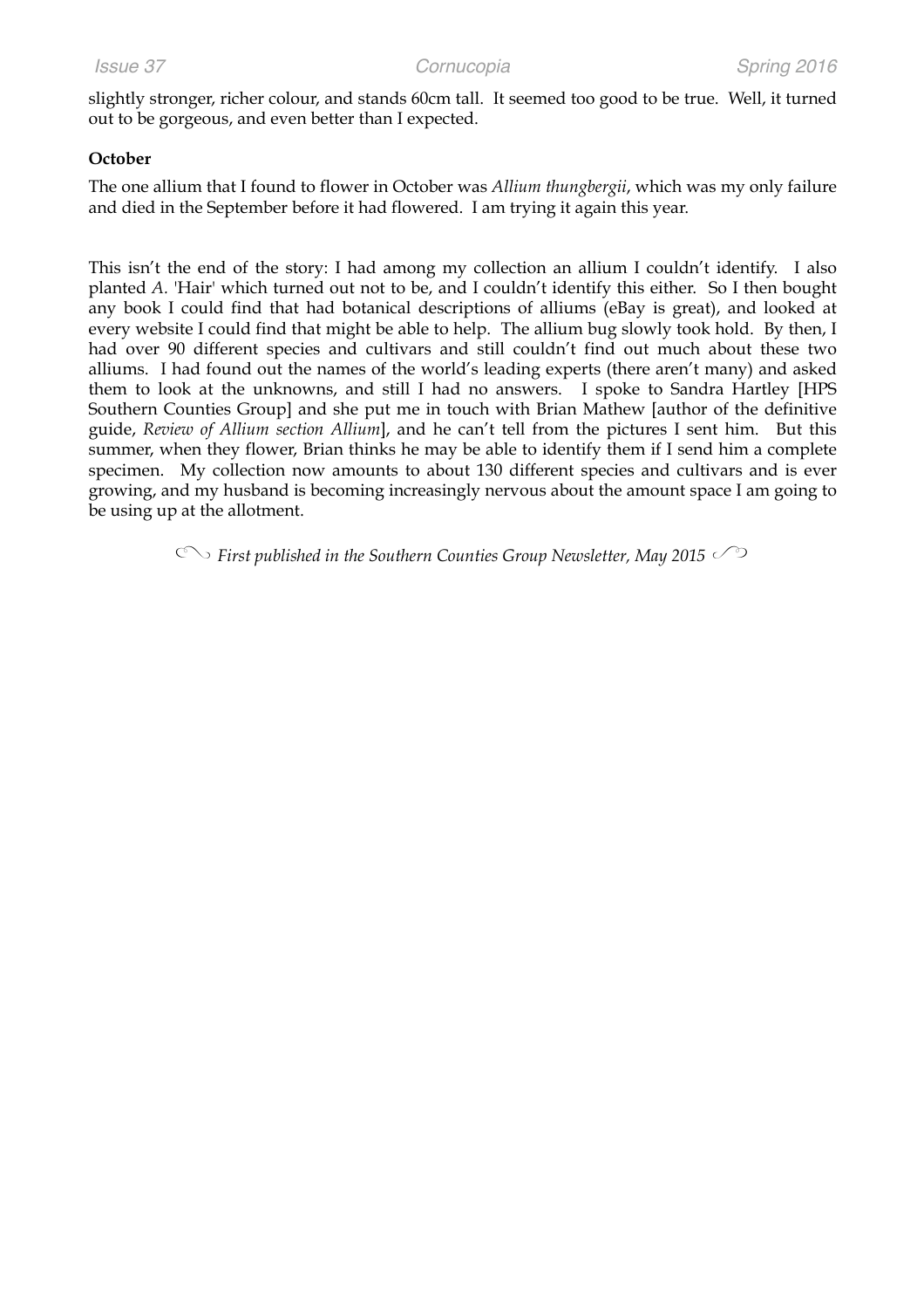slightly stronger, richer colour, and stands 60cm tall. It seemed too good to be true. Well, it turned out to be gorgeous, and even better than I expected.

**October**

The one allium that I found to flower in October was *Allium thungbergii*, which was my only failure and died in the September before it had flowered. I am trying it again this year.

This isn't the end of the story: I had among my collection an allium I couldn't identify. I also planted *A.* 'Hair' which turned out not to be, and I couldn't identify this either. So I then bought any book I could find that had botanical descriptions of alliums (eBay is great), and looked at every website I could find that might be able to help. The allium bug slowly took hold. By then, I had over 90 different species and cultivars and still couldn't find out much about these two alliums. I had found out the names of the world's leading experts (there aren't many) and asked them to look at the unknowns, and still I had no answers. I spoke to Sandra Hartley [HPS Southern Counties Group] and she put me in touch with Brian Mathew [author of the definitive guide, *Review of Allium section Allium*], and he can't tell from the pictures I sent him. But this summer, when they flower, Brian thinks he may be able to identify them if I send him a complete specimen. My collection now amounts to about 130 different species and cultivars and is ever growing, and my husband is becoming increasingly nervous about the amount space I am going to be using up at the allotment.

*First published in the Southern Counties Group Newsletter, May 2015*